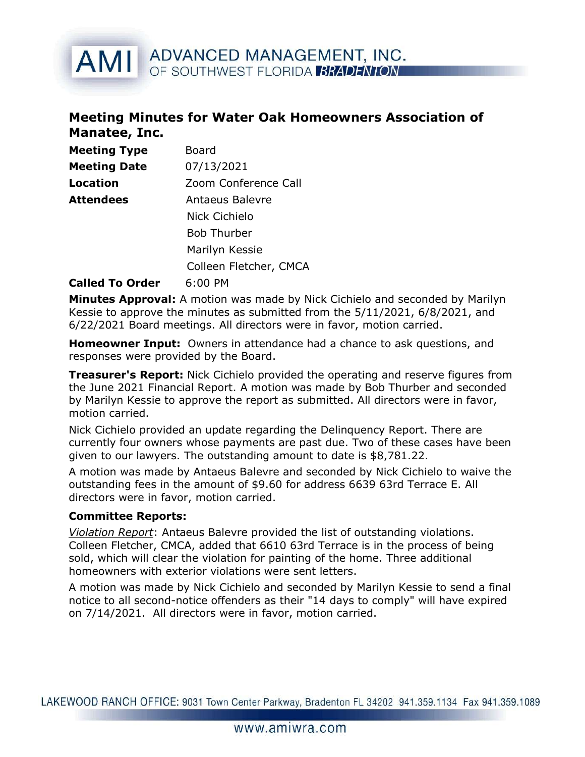# Meeting Minutes for Water Oak Homeowners Association of Manatee, Inc.

| | |
|---|---|
| **Meeting Type** | Board |
| **Meeting Date** | 07/13/2021 |
| **Location** | Zoom Conference Call |
| **Attendees** | Antaeus Balevre<br>Nick Cichielo<br>Bob Thurber<br>Marilyn Kessie<br>Colleen Fletcher, CMCA |
| **Called To Order** | 6:00 PM |

**Minutes Approval:** A motion was made by Nick Cichielo and seconded by Marilyn Kessie to approve the minutes as submitted from the 5/11/2021, 6/8/2021, and 6/22/2021 Board meetings. All directors were in favor, motion carried.

**Homeowner Input:** Owners in attendance had a chance to ask questions, and responses were provided by the Board.

**Treasurer's Report:** Nick Cichielo provided the operating and reserve figures from the June 2021 Financial Report. A motion was made by Bob Thurber and seconded by Marilyn Kessie to approve the report as submitted. All directors were in favor, motion carried.

Nick Cichielo provided an update regarding the Delinquency Report. There are currently four owners whose payments are past due. Two of these cases have been given to our lawyers. The outstanding amount to date is $8,781.22.

A motion was made by Antaeus Balevre and seconded by Nick Cichielo to waive the outstanding fees in the amount of $9.60 for address 6639 63rd Terrace E. All directors were in favor, motion carried.

**Committee Reports:**

*Violation Report*: Antaeus Balevre provided the list of outstanding violations. Colleen Fletcher, CMCA, added that 6610 63rd Terrace is in the process of being sold, which will clear the violation for painting of the home. Three additional homeowners with exterior violations were sent letters.

A motion was made by Nick Cichielo and seconded by Marilyn Kessie to send a final notice to all second-notice offenders as their "14 days to comply" will have expired on 7/14/2021. All directors were in favor, motion carried.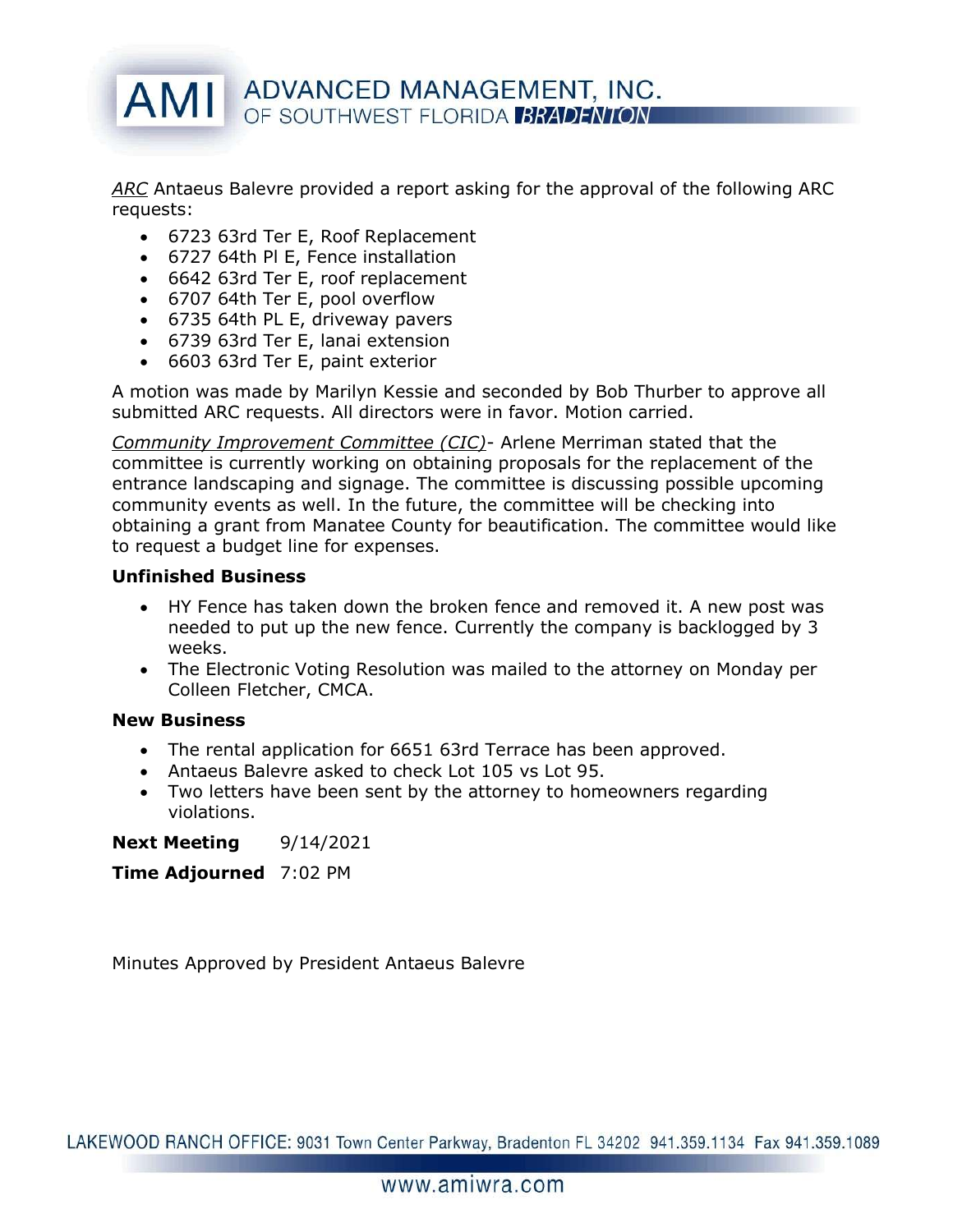*ARC* Antaeus Balevre provided a report asking for the approval of the following ARC requests:

- 6723 63rd Ter E, Roof Replacement
- 6727 64th Pl E, Fence installation
- 6642 63rd Ter E, roof replacement
- 6707 64th Ter E, pool overflow
- 6735 64th PL E, driveway pavers
- 6739 63rd Ter E, lanai extension
- 6603 63rd Ter E, paint exterior

A motion was made by Marilyn Kessie and seconded by Bob Thurber to approve all submitted ARC requests. All directors were in favor. Motion carried.

*Community Improvement Committee (CIC)*- Arlene Merriman stated that the committee is currently working on obtaining proposals for the replacement of the entrance landscaping and signage. The committee is discussing possible upcoming community events as well. In the future, the committee will be checking into obtaining a grant from Manatee County for beautification. The committee would like to request a budget line for expenses.

**Unfinished Business**

- HY Fence has taken down the broken fence and removed it. A new post was needed to put up the new fence. Currently the company is backlogged by 3 weeks.
- The Electronic Voting Resolution was mailed to the attorney on Monday per Colleen Fletcher, CMCA.

**New Business**

- The rental application for 6651 63rd Terrace has been approved.
- Antaeus Balevre asked to check Lot 105 vs Lot 95.
- Two letters have been sent by the attorney to homeowners regarding violations.

**Next Meeting** 9/14/2021

**Time Adjourned** 7:02 PM

Minutes Approved by President Antaeus Balevre